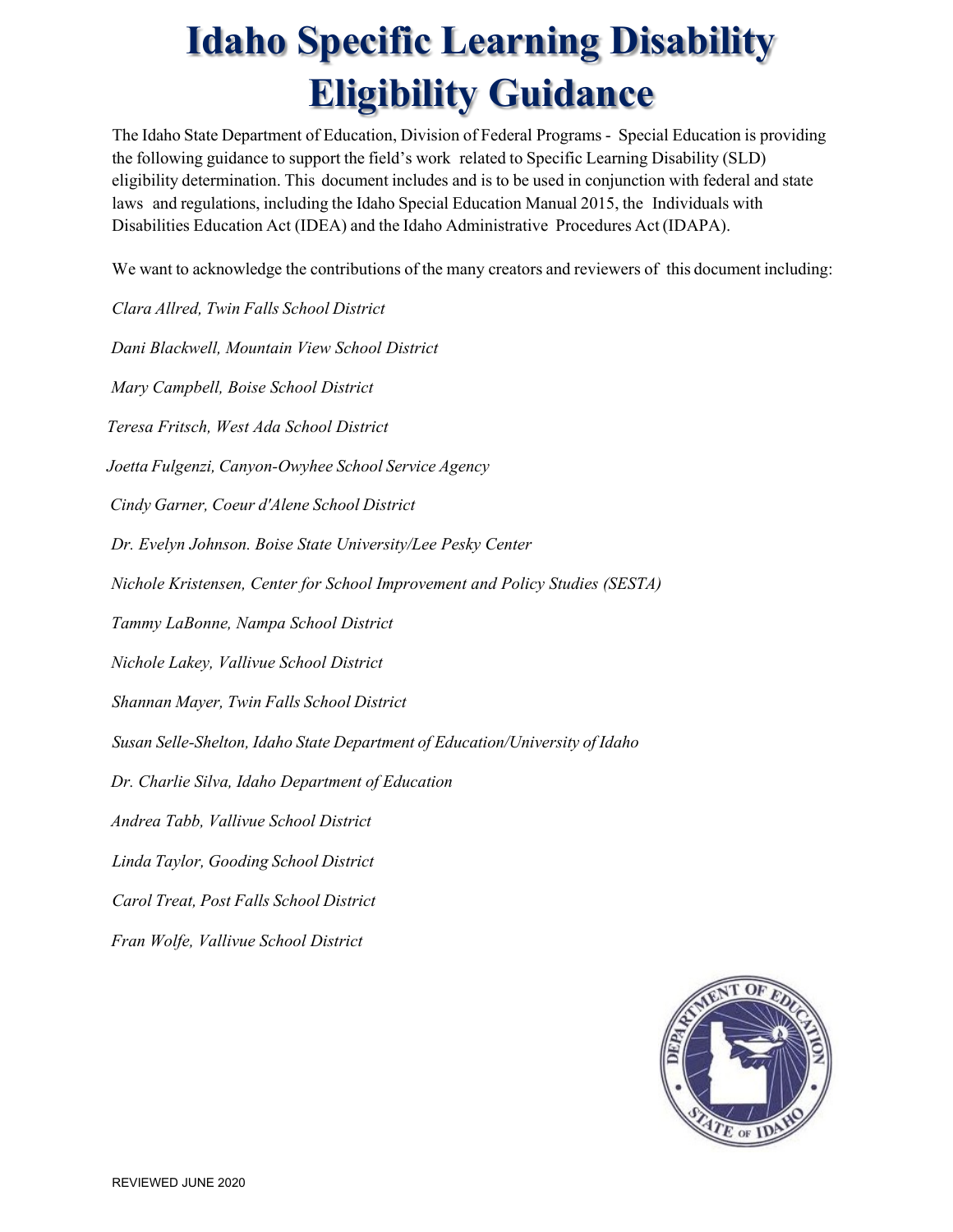# Idaho Specific Learning Disability Eligibility Guidance

The Idaho State Department of Education, Division of Federal Programs - Special Education is providing the following guidance to support the field's work related to Specific Learning Disability (SLD) eligibility determination. This document includes and is to be used in conjunction with federal and state laws and regulations, including the Idaho Special Education Manual 2015, the Individuals with Disabilities Education Act (IDEA) and the Idaho Administrative Procedures Act (IDAPA).

We want to acknowledge the contributions of the many creators and reviewers of this document including:

*Clara Allred, Twin Falls School District*

*Dani Blackwell, Mountain View School District*

*Mary Campbell, Boise School District*

*Teresa Fritsch, West Ada School District*

*Joetta Fulgenzi, Canyon-Owyhee School Service Agency*

*Cindy Garner, Coeur d'Alene School District*

*Dr. Evelyn Johnson. Boise State University/Lee Pesky Center*

*Nichole Kristensen, Center for School Improvement and Policy Studies (SESTA)*

*Tammy LaBonne, Nampa School District*

*Nichole Lakey, Vallivue School District*

*Shannan Mayer, Twin Falls School District*

*Susan Selle-Shelton, Idaho State Department of Education/University of Idaho*

*Dr. Charlie Silva, Idaho Department of Education*

*Andrea Tabb, Vallivue School District*

*Linda Taylor, Gooding School District*

*Carol Treat, Post Falls School District*

*Fran Wolfe, Vallivue School District*

REVIEWED JUNE 2020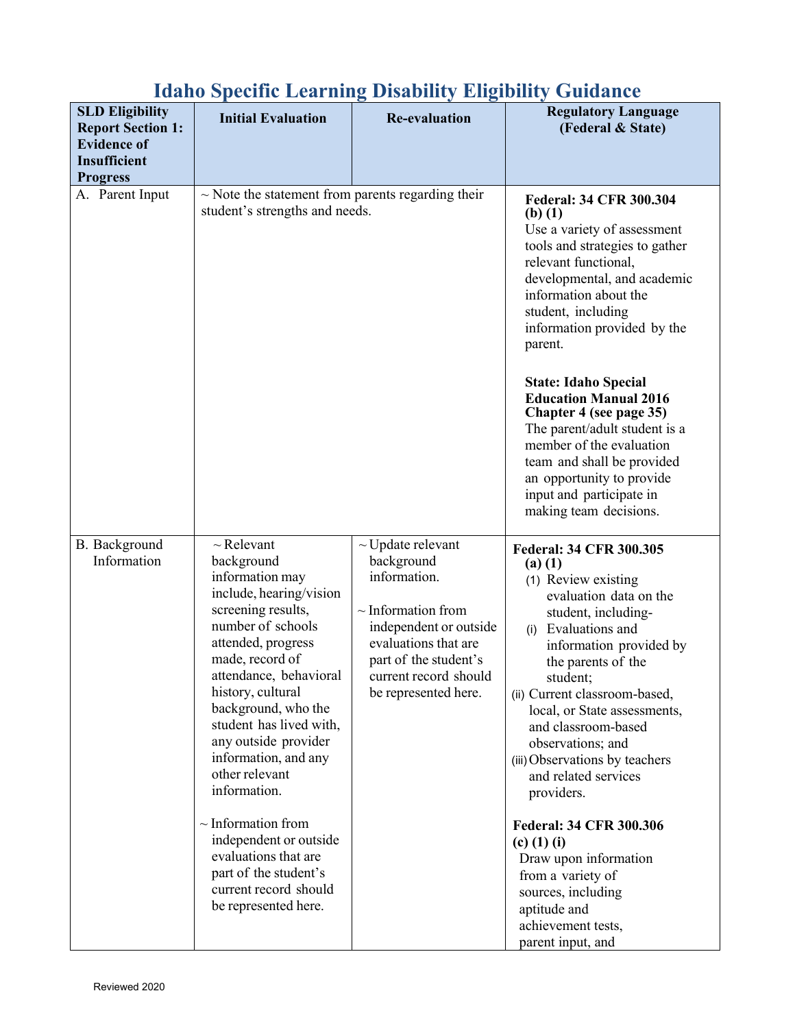# Idaho Specific Learning Disability Eligibility Guidance

| SLD Eligibility Report Section 1: Evidence of Insufficient Progress | Initial Evaluation | Re-evaluation | Regulatory Language (Federal & State) |
|---|---|---|---|
| A. Parent Input | ~ Note the statement from parents regarding their student's strengths and needs. | | **Federal: 34 CFR 300.304 (b) (1)** Use a variety of assessment tools and strategies to gather relevant functional, developmental, and academic information about the student, including information provided by the parent. <br><br> **State: Idaho Special Education Manual 2016 Chapter 4 (see page 35)** The parent/adult student is a member of the evaluation team and shall be provided an opportunity to provide input and participate in making team decisions. |
| B. Background Information | ~ Relevant background information may include, hearing/vision screening results, number of schools attended, progress made, record of attendance, behavioral history, cultural background, who the student has lived with, any outside provider information, and any other relevant information. <br><br> ~ Information from independent or outside evaluations that are part of the student's current record should be represented here. | ~ Update relevant background information. <br><br> ~ Information from independent or outside evaluations that are part of the student's current record should be represented here. | **Federal: 34 CFR 300.305 (a) (1)** <br> (1) Review existing evaluation data on the student, including- <br> (i) Evaluations and information provided by the parents of the student; <br> (ii) Current classroom-based, local, or State assessments, and classroom-based observations; and <br> (iii) Observations by teachers and related services providers. <br><br> **Federal: 34 CFR 300.306 (c) (1) (i)** Draw upon information from a variety of sources, including aptitude and achievement tests, parent input, and |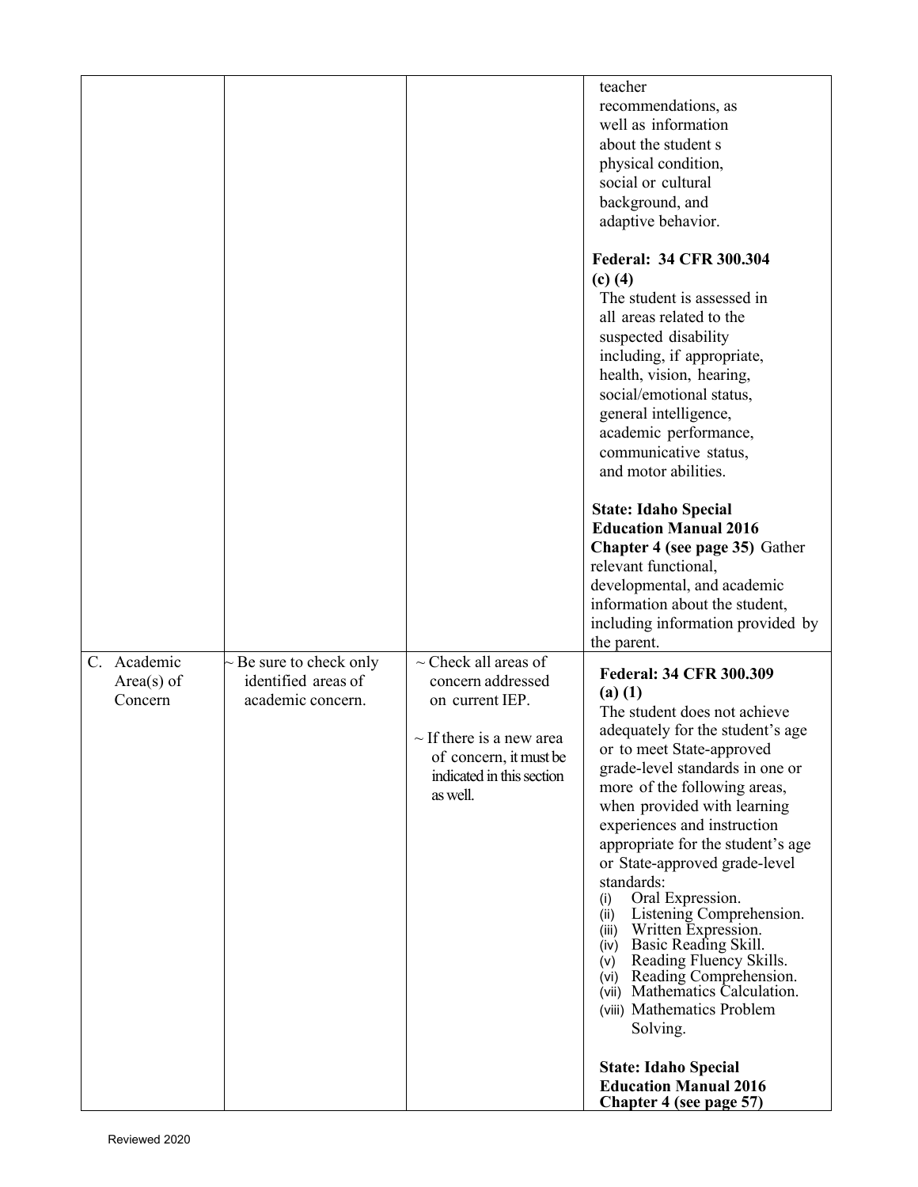| | | | |
|---|---|---|---|
| | | | teacher recommendations, as well as information about the student s physical condition, social or cultural background, and adaptive behavior.<br><br>**Federal: 34 CFR 300.304 (c) (4)**<br>The student is assessed in all areas related to the suspected disability including, if appropriate, health, vision, hearing, social/emotional status, general intelligence, academic performance, communicative status, and motor abilities.<br><br>**State: Idaho Special Education Manual 2016 Chapter 4 (see page 35)** Gather relevant functional, developmental, and academic information about the student, including information provided by the parent. |
| C. Academic Area(s) of Concern | ~ Be sure to check only identified areas of academic concern. | ~ Check all areas of concern addressed on current IEP.<br><br>~ If there is a new area of concern, it must be indicated in this section as well. | **Federal: 34 CFR 300.309 (a) (1)**<br>The student does not achieve adequately for the student's age or to meet State-approved grade-level standards in one or more of the following areas, when provided with learning experiences and instruction appropriate for the student's age or State-approved grade-level standards:<br>(i) Oral Expression.<br>(ii) Listening Comprehension.<br>(iii) Written Expression.<br>(iv) Basic Reading Skill.<br>(v) Reading Fluency Skills.<br>(vi) Reading Comprehension.<br>(vii) Mathematics Calculation.<br>(viii) Mathematics Problem Solving.<br><br>**State: Idaho Special Education Manual 2016 Chapter 4 (see page 57)** |

Reviewed 2020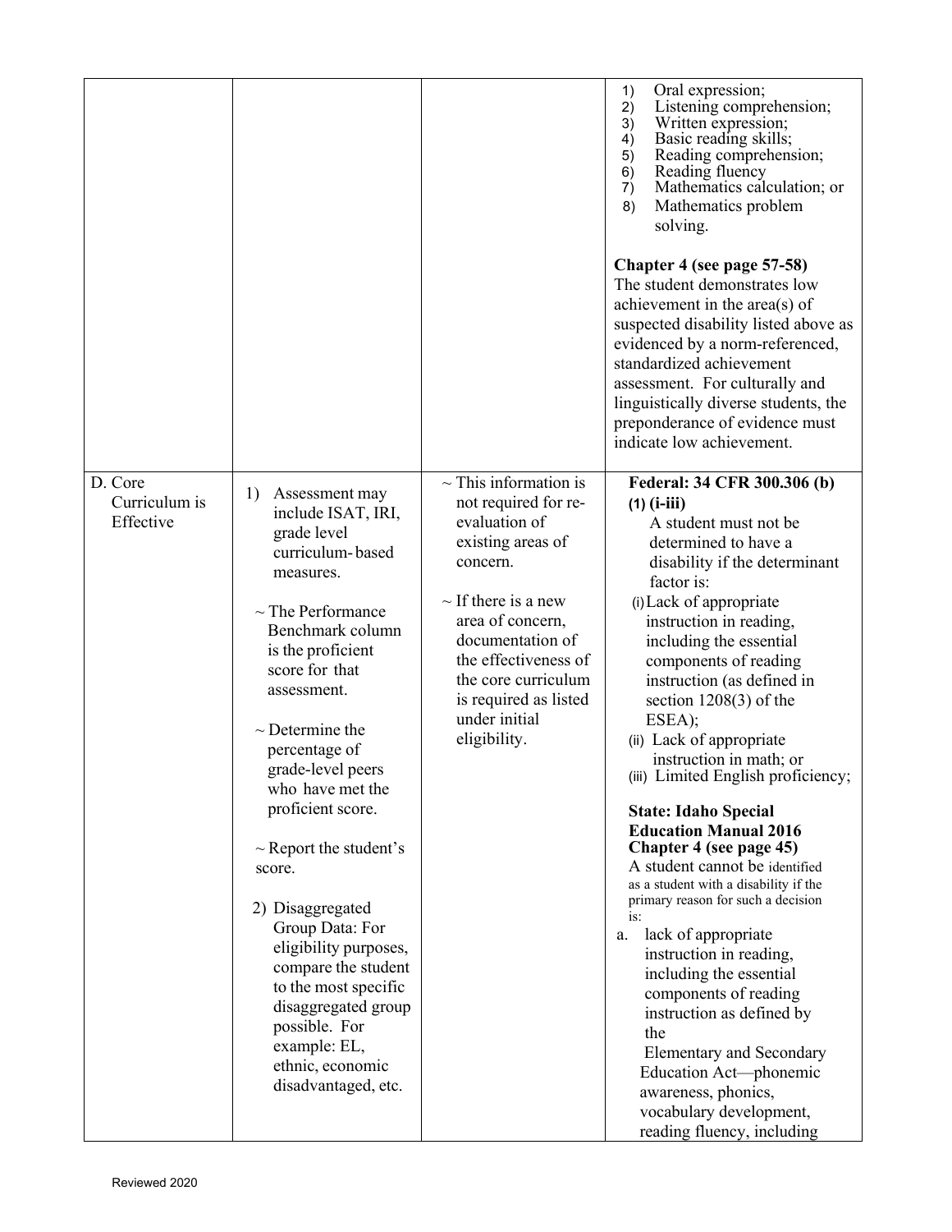| | | | |
|---|---|---|---|
| | | | 1) Oral expression;<br>2) Listening comprehension;<br>3) Written expression;<br>4) Basic reading skills;<br>5) Reading comprehension;<br>6) Reading fluency<br>7) Mathematics calculation; or<br>8) Mathematics problem solving.<br><br>**Chapter 4 (see page 57-58)**<br>The student demonstrates low achievement in the area(s) of suspected disability listed above as evidenced by a norm-referenced, standardized achievement assessment. For culturally and linguistically diverse students, the preponderance of evidence must indicate low achievement. |
| D. Core Curriculum is Effective | 1) Assessment may include ISAT, IRI, grade level curriculum-based measures.<br><br>~ The Performance Benchmark column is the proficient score for that assessment.<br><br>~ Determine the percentage of grade-level peers who have met the proficient score.<br><br>~ Report the student's score.<br><br>2) Disaggregated Group Data: For eligibility purposes, compare the student to the most specific disaggregated group possible. For example: EL, ethnic, economic disadvantaged, etc. | ~ This information is not required for re-evaluation of existing areas of concern.<br><br>~ If there is a new area of concern, documentation of the effectiveness of the core curriculum is required as listed under initial eligibility. | **Federal: 34 CFR 300.306 (b) (1) (i-iii)**<br>A student must not be determined to have a disability if the determinant factor is:<br>(i) Lack of appropriate instruction in reading, including the essential components of reading instruction (as defined in section 1208(3) of the ESEA);<br>(ii) Lack of appropriate instruction in math; or<br>(iii) Limited English proficiency;<br><br>**State: Idaho Special Education Manual 2016 Chapter 4 (see page 45)**<br>A student cannot be identified as a student with a disability if the primary reason for such a decision is:<br>a. lack of appropriate instruction in reading, including the essential components of reading instruction as defined by the Elementary and Secondary Education Act—phonemic awareness, phonics, vocabulary development, reading fluency, including |

Reviewed 2020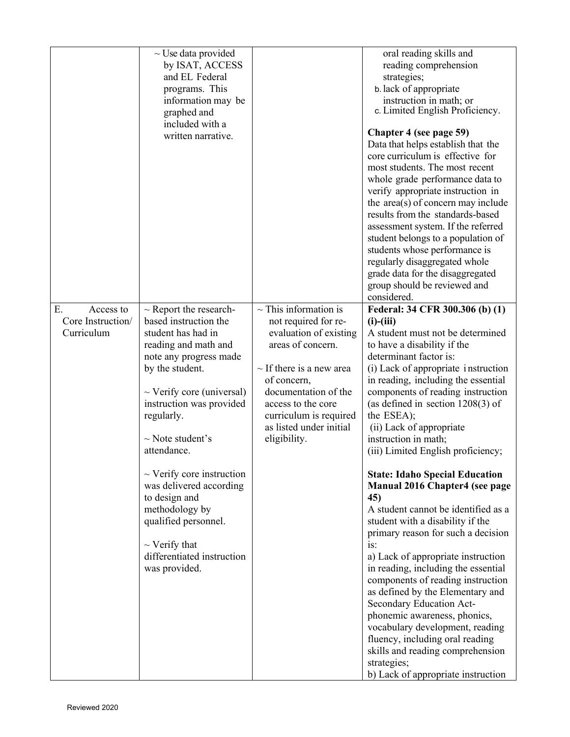| | | | |
|---|---|---|---|
| | ~ Use data provided by ISAT, ACCESS and EL Federal programs. This information may be graphed and included with a written narrative. | | oral reading skills and reading comprehension strategies;<br>b. lack of appropriate instruction in math; or<br>c. Limited English Proficiency.<br><br>**Chapter 4 (see page 59)**<br>Data that helps establish that the core curriculum is effective for most students. The most recent whole grade performance data to verify appropriate instruction in the area(s) of concern may include results from the standards-based assessment system. If the referred student belongs to a population of students whose performance is regularly disaggregated whole grade data for the disaggregated group should be reviewed and considered. |
| E. Access to Core Instruction/ Curriculum | ~ Report the research-based instruction the student has had in reading and math and note any progress made by the student.<br><br>~ Verify core (universal) instruction was provided regularly.<br><br>~ Note student's attendance.<br><br>~ Verify core instruction was delivered according to design and methodology by qualified personnel.<br><br>~ Verify that differentiated instruction was provided. | ~ This information is not required for re-evaluation of existing areas of concern.<br><br>~ If there is a new area of concern, documentation of the access to the core curriculum is required as listed under initial eligibility. | **Federal: 34 CFR 300.306 (b) (1) (i)-(iii)**<br>A student must not be determined to have a disability if the determinant factor is:<br>(i) Lack of appropriate instruction in reading, including the essential components of reading instruction (as defined in section 1208(3) of the ESEA);<br>(ii) Lack of appropriate instruction in math;<br>(iii) Limited English proficiency;<br><br>**State: Idaho Special Education Manual 2016 Chapter4 (see page 45)**<br>A student cannot be identified as a student with a disability if the primary reason for such a decision is:<br>a) Lack of appropriate instruction in reading, including the essential components of reading instruction as defined by the Elementary and Secondary Education Act- phonemic awareness, phonics, vocabulary development, reading fluency, including oral reading skills and reading comprehension strategies;<br>b) Lack of appropriate instruction |

Reviewed 2020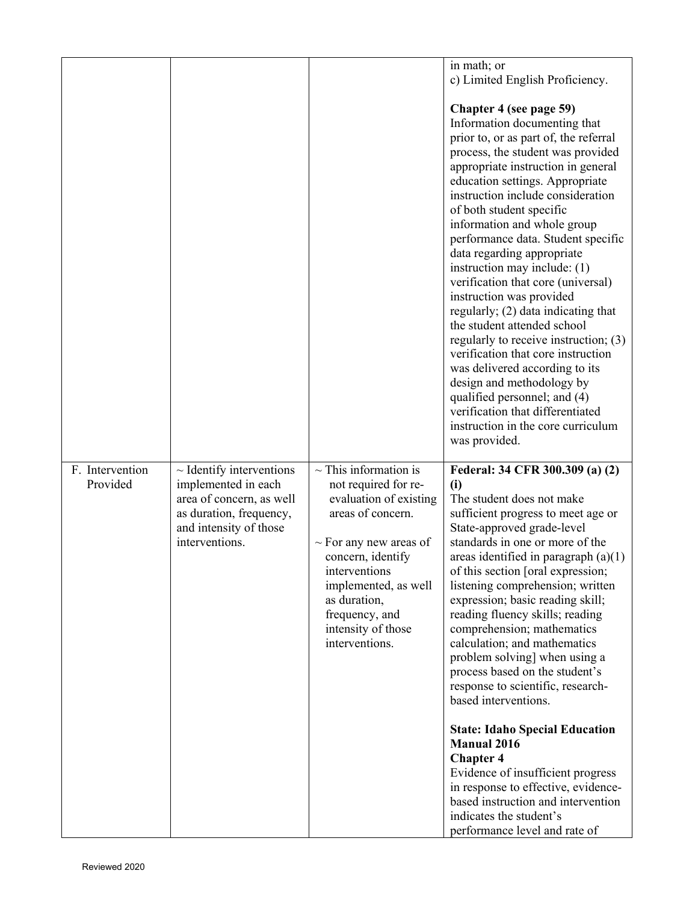| | | | |
|---|---|---|---|
| | | | in math; or<br>c) Limited English Proficiency.<br><br>**Chapter 4 (see page 59)**<br>Information documenting that prior to, or as part of, the referral process, the student was provided appropriate instruction in general education settings. Appropriate instruction include consideration of both student specific information and whole group performance data. Student specific data regarding appropriate instruction may include: (1) verification that core (universal) instruction was provided regularly; (2) data indicating that the student attended school regularly to receive instruction; (3) verification that core instruction was delivered according to its design and methodology by qualified personnel; and (4) verification that differentiated instruction in the core curriculum was provided. |
| F. Intervention Provided | ~ Identify interventions implemented in each area of concern, as well as duration, frequency, and intensity of those interventions. | ~ This information is not required for re-evaluation of existing areas of concern.<br><br>~ For any new areas of concern, identify interventions implemented, as well as duration, frequency, and intensity of those interventions. | **Federal: 34 CFR 300.309 (a) (2) (i)**<br>The student does not make sufficient progress to meet age or State-approved grade-level standards in one or more of the areas identified in paragraph (a)(1) of this section [oral expression; listening comprehension; written expression; basic reading skill; reading fluency skills; reading comprehension; mathematics calculation; and mathematics problem solving] when using a process based on the student's response to scientific, research-based interventions.<br><br>**State: Idaho Special Education Manual 2016**<br>**Chapter 4**<br>Evidence of insufficient progress in response to effective, evidence-based instruction and intervention indicates the student's performance level and rate of |

Reviewed 2020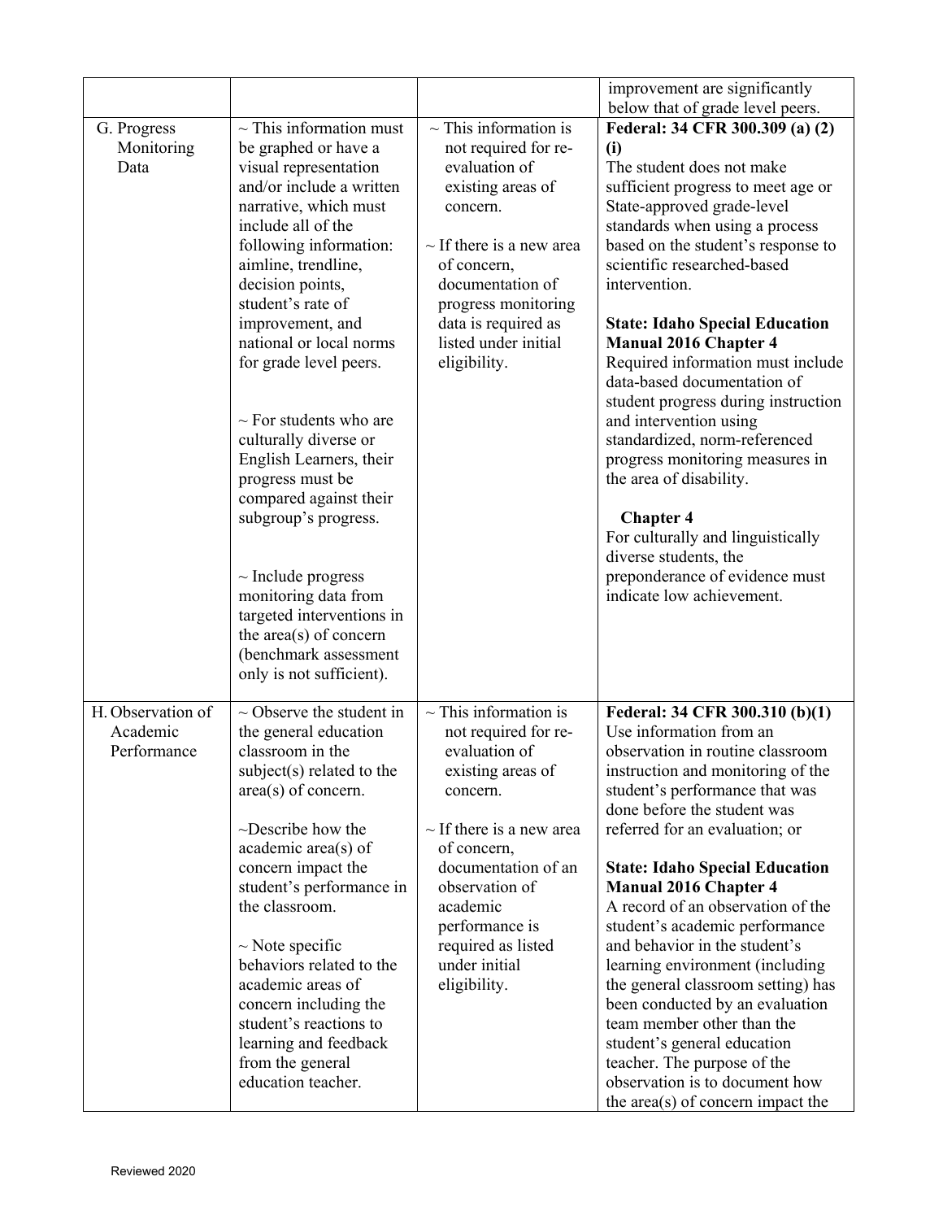| | | | |
|---|---|---|---|
| | | | improvement are significantly below that of grade level peers. |
| G. Progress Monitoring Data | ~ This information must be graphed or have a visual representation and/or include a written narrative, which must include all of the following information: aimline, trendline, decision points, student's rate of improvement, and national or local norms for grade level peers.<br><br>~ For students who are culturally diverse or English Learners, their progress must be compared against their subgroup's progress.<br><br>~ Include progress monitoring data from targeted interventions in the area(s) of concern (benchmark assessment only is not sufficient). | ~ This information is not required for re-evaluation of existing areas of concern.<br><br>~ If there is a new area of concern, documentation of progress monitoring data is required as listed under initial eligibility. | **Federal: 34 CFR 300.309 (a) (2) (i)**<br>The student does not make sufficient progress to meet age or State-approved grade-level standards when using a process based on the student's response to scientific researched-based intervention.<br><br>**State: Idaho Special Education Manual 2016 Chapter 4**<br>Required information must include data-based documentation of student progress during instruction and intervention using standardized, norm-referenced progress monitoring measures in the area of disability.<br><br>**Chapter 4**<br>For culturally and linguistically diverse students, the preponderance of evidence must indicate low achievement. |
| H. Observation of Academic Performance | ~ Observe the student in the general education classroom in the subject(s) related to the area(s) of concern.<br><br>~Describe how the academic area(s) of concern impact the student's performance in the classroom.<br><br>~ Note specific behaviors related to the academic areas of concern including the student's reactions to learning and feedback from the general education teacher. | ~ This information is not required for re-evaluation of existing areas of concern.<br><br>~ If there is a new area of concern, documentation of an observation of academic performance is required as listed under initial eligibility. | **Federal: 34 CFR 300.310 (b)(1)**<br>Use information from an observation in routine classroom instruction and monitoring of the student's performance that was done before the student was referred for an evaluation; or<br><br>**State: Idaho Special Education Manual 2016 Chapter 4**<br>A record of an observation of the student's academic performance and behavior in the student's learning environment (including the general classroom setting) has been conducted by an evaluation team member other than the student's general education teacher. The purpose of the observation is to document how the area(s) of concern impact the |

Reviewed 2020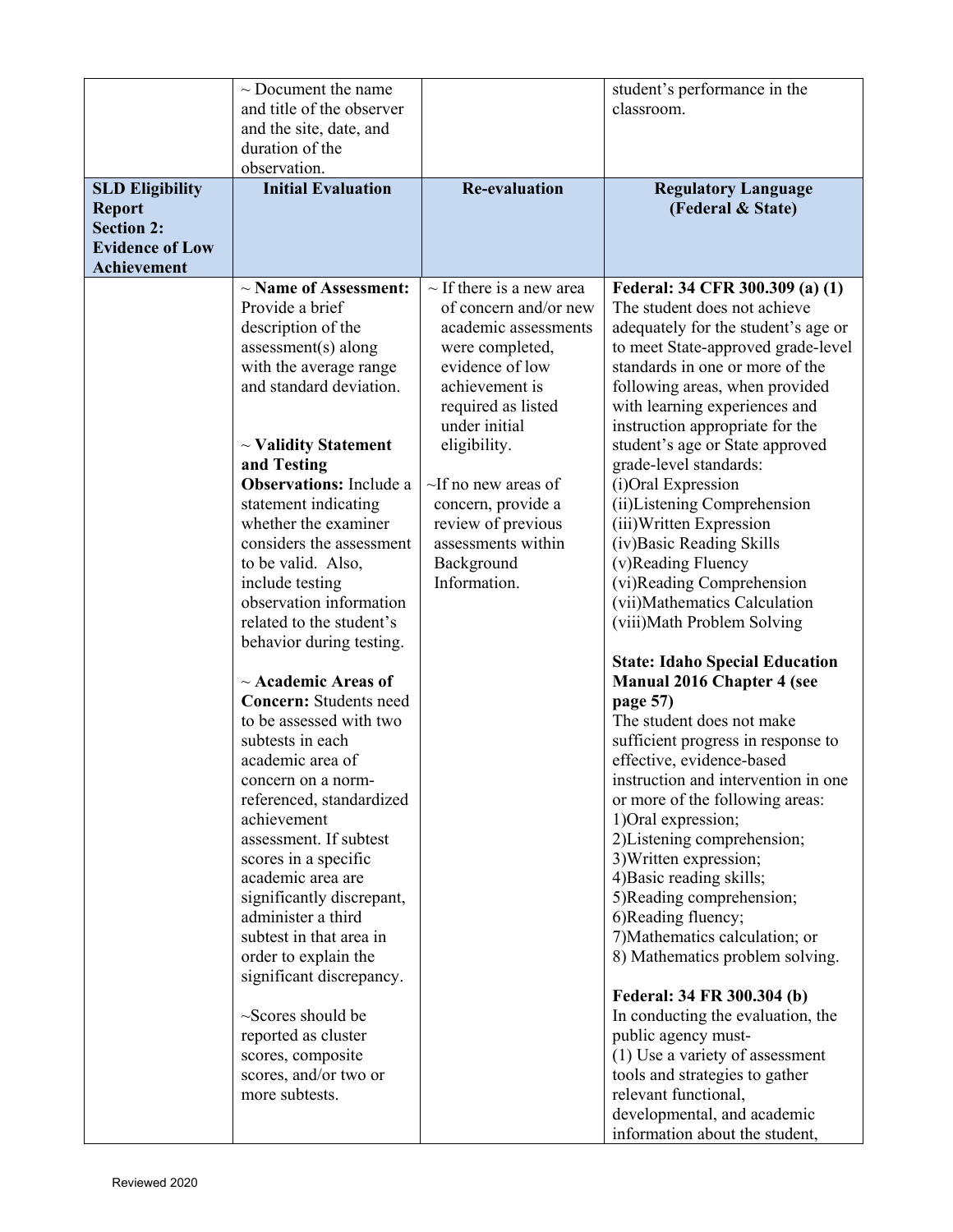|  | ~ Document the name and title of the observer and the site, date, and duration of the observation. |  | student's performance in the classroom. |
|---|---|---|---|
| **SLD Eligibility Report Section 2: Evidence of Low Achievement** | **Initial Evaluation** | **Re-evaluation** | **Regulatory Language (Federal & State)** |
|  | ~ **Name of Assessment:** Provide a brief description of the assessment(s) along with the average range and standard deviation.<br><br>~ **Validity Statement and Testing Observations:** Include a statement indicating whether the examiner considers the assessment to be valid. Also, include testing observation information related to the student's behavior during testing.<br><br>~ **Academic Areas of Concern:** Students need to be assessed with two subtests in each academic area of concern on a norm-referenced, standardized achievement assessment. If subtest scores in a specific academic area are significantly discrepant, administer a third subtest in that area in order to explain the significant discrepancy.<br><br>~Scores should be reported as cluster scores, composite scores, and/or two or more subtests. | ~ If there is a new area of concern and/or new academic assessments were completed, evidence of low achievement is required as listed under initial eligibility.<br><br>~If no new areas of concern, provide a review of previous assessments within Background Information. | **Federal: 34 CFR 300.309 (a) (1)**<br>The student does not achieve adequately for the student's age or to meet State-approved grade-level standards in one or more of the following areas, when provided with learning experiences and instruction appropriate for the student's age or State approved grade-level standards:<br>(i)Oral Expression<br>(ii)Listening Comprehension<br>(iii)Written Expression<br>(iv)Basic Reading Skills<br>(v)Reading Fluency<br>(vi)Reading Comprehension<br>(vii)Mathematics Calculation<br>(viii)Math Problem Solving<br><br>**State: Idaho Special Education Manual 2016 Chapter 4 (see page 57)**<br>The student does not make sufficient progress in response to effective, evidence-based instruction and intervention in one or more of the following areas:<br>1)Oral expression;<br>2)Listening comprehension;<br>3)Written expression;<br>4)Basic reading skills;<br>5)Reading comprehension;<br>6)Reading fluency;<br>7)Mathematics calculation; or<br>8) Mathematics problem solving.<br><br>**Federal: 34 FR 300.304 (b)**<br>In conducting the evaluation, the public agency must-<br>(1) Use a variety of assessment tools and strategies to gather relevant functional, developmental, and academic information about the student, |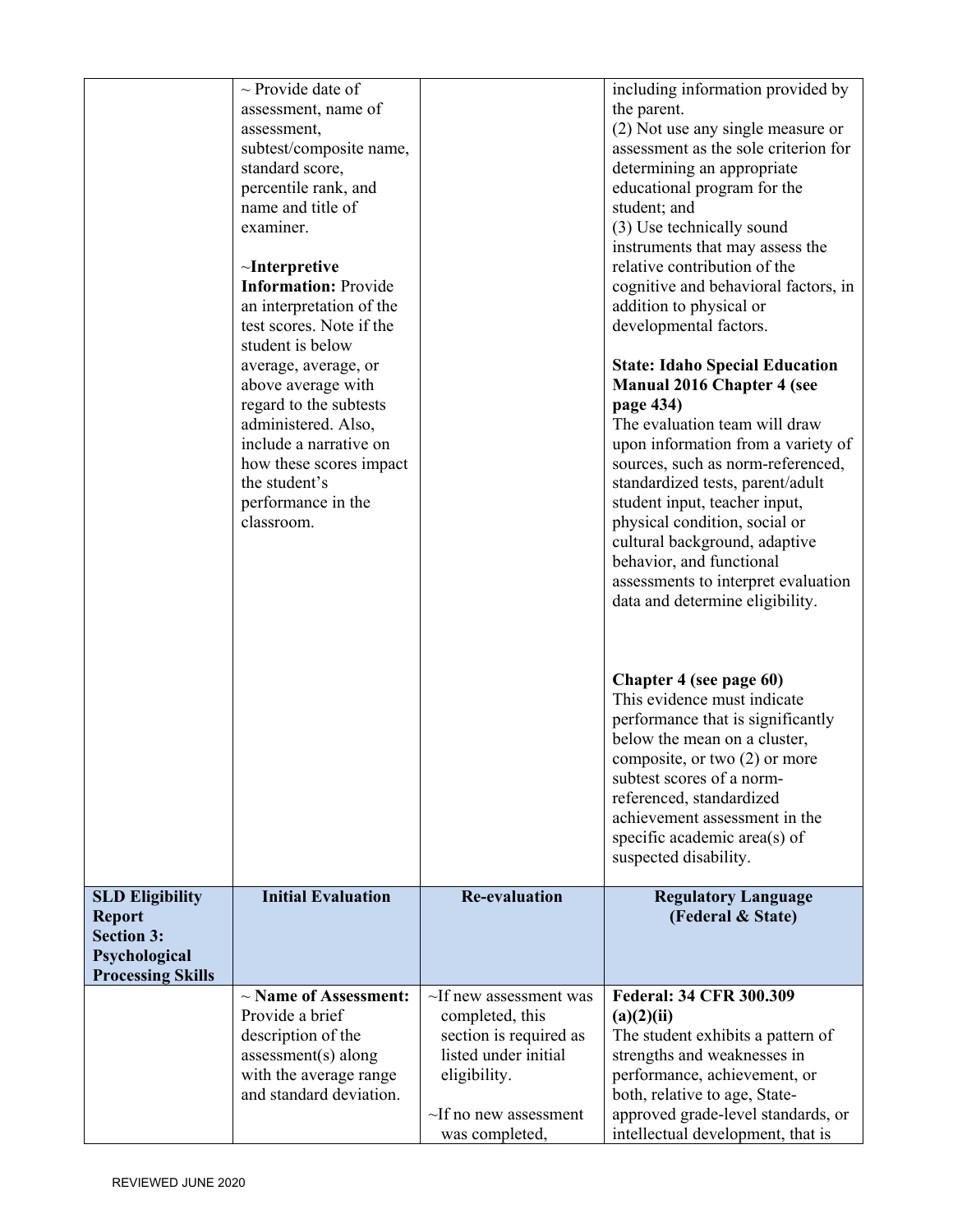| | | | |
|---|---|---|---|
| | ~ Provide date of assessment, name of assessment, subtest/composite name, standard score, percentile rank, and name and title of examiner.<br><br>~**Interpretive Information:** Provide an interpretation of the test scores. Note if the student is below average, average, or above average with regard to the subtests administered. Also, include a narrative on how these scores impact the student's performance in the classroom. | | including information provided by the parent.<br>(2) Not use any single measure or assessment as the sole criterion for determining an appropriate educational program for the student; and<br>(3) Use technically sound instruments that may assess the relative contribution of the cognitive and behavioral factors, in addition to physical or developmental factors.<br><br>**State: Idaho Special Education Manual 2016 Chapter 4 (see page 434)**<br>The evaluation team will draw upon information from a variety of sources, such as norm-referenced, standardized tests, parent/adult student input, teacher input, physical condition, social or cultural background, adaptive behavior, and functional assessments to interpret evaluation data and determine eligibility.<br><br>**Chapter 4 (see page 60)**<br>This evidence must indicate performance that is significantly below the mean on a cluster, composite, or two (2) or more subtest scores of a norm-referenced, standardized achievement assessment in the specific academic area(s) of suspected disability. |
| **SLD Eligibility Report Section 3: Psychological Processing Skills** | **Initial Evaluation** | **Re-evaluation** | **Regulatory Language (Federal & State)** |
| | ~ **Name of Assessment:** Provide a brief description of the assessment(s) along with the average range and standard deviation. | ~If new assessment was completed, this section is required as listed under initial eligibility.<br><br>~If no new assessment was completed, | **Federal: 34 CFR 300.309 (a)(2)(ii)**<br>The student exhibits a pattern of strengths and weaknesses in performance, achievement, or both, relative to age, State-approved grade-level standards, or intellectual development, that is |

REVIEWED JUNE 2020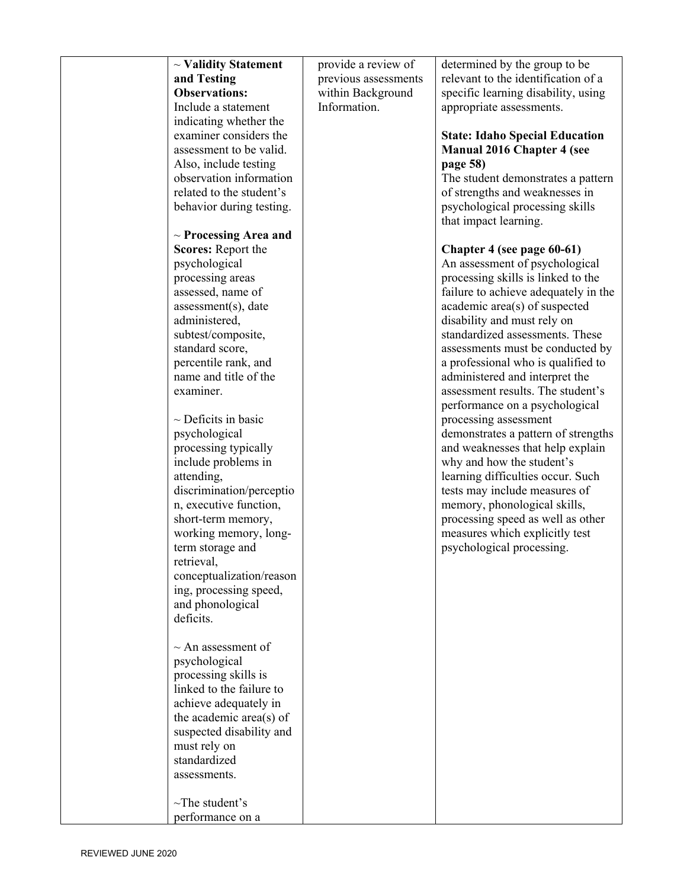| | | | |
|---|---|---|---|
| | ~ **Validity Statement and Testing Observations:** Include a statement indicating whether the examiner considers the assessment to be valid. Also, include testing observation information related to the student's behavior during testing.<br><br>~ **Processing Area and Scores:** Report the psychological processing areas assessed, name of assessment(s), date administered, subtest/composite, standard score, percentile rank, and name and title of the examiner.<br><br>~ Deficits in basic psychological processing typically include problems in attending, discrimination/perception, executive function, short-term memory, working memory, long-term storage and retrieval, conceptualization/reasoning, processing speed, and phonological deficits.<br><br>~ An assessment of psychological processing skills is linked to the failure to achieve adequately in the academic area(s) of suspected disability and must rely on standardized assessments.<br><br>~The student's performance on a | provide a review of previous assessments within Background Information. | determined by the group to be relevant to the identification of a specific learning disability, using appropriate assessments.<br><br>**State: Idaho Special Education Manual 2016 Chapter 4 (see page 58)**<br>The student demonstrates a pattern of strengths and weaknesses in psychological processing skills that impact learning.<br><br>**Chapter 4 (see page 60-61)**<br>An assessment of psychological processing skills is linked to the failure to achieve adequately in the academic area(s) of suspected disability and must rely on standardized assessments. These assessments must be conducted by a professional who is qualified to administered and interpret the assessment results. The student's performance on a psychological processing assessment demonstrates a pattern of strengths and weaknesses that help explain why and how the student's learning difficulties occur. Such tests may include measures of memory, phonological skills, processing speed as well as other measures which explicitly test psychological processing. |

REVIEWED JUNE 2020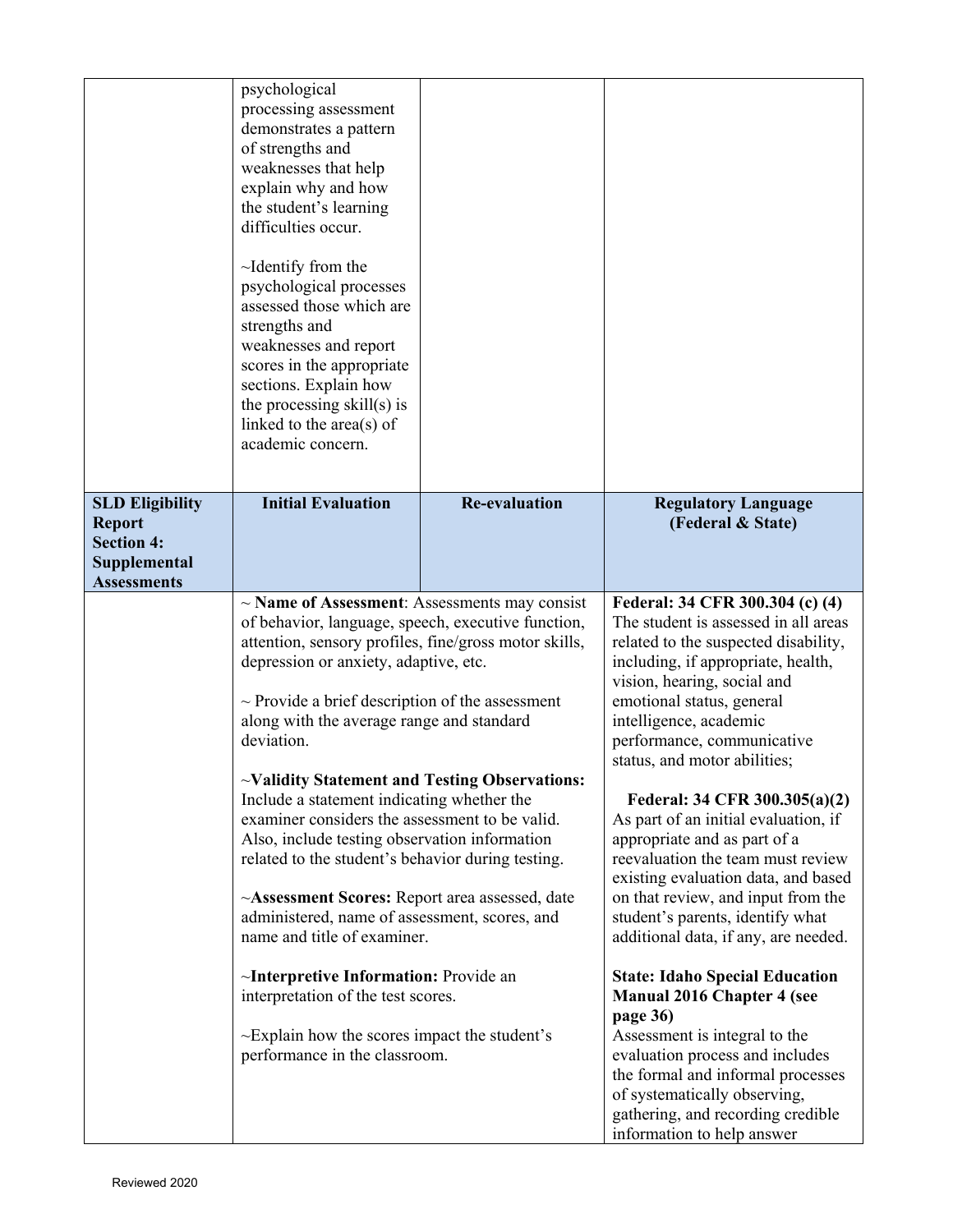| | | | |
|---|---|---|---|
| | psychological processing assessment demonstrates a pattern of strengths and weaknesses that help explain why and how the student's learning difficulties occur.<br><br>~Identify from the psychological processes assessed those which are strengths and weaknesses and report scores in the appropriate sections. Explain how the processing skill(s) is linked to the area(s) of academic concern. | | |
| **SLD Eligibility Report Section 4: Supplemental Assessments** | **Initial Evaluation** | **Re-evaluation** | **Regulatory Language (Federal & State)** |
| | ~ **Name of Assessment**: Assessments may consist of behavior, language, speech, executive function, attention, sensory profiles, fine/gross motor skills, depression or anxiety, adaptive, etc.<br><br>~ Provide a brief description of the assessment along with the average range and standard deviation.<br><br>~**Validity Statement and Testing Observations:** Include a statement indicating whether the examiner considers the assessment to be valid. Also, include testing observation information related to the student's behavior during testing.<br><br>~**Assessment Scores:** Report area assessed, date administered, name of assessment, scores, and name and title of examiner.<br><br>~**Interpretive Information:** Provide an interpretation of the test scores.<br><br>~Explain how the scores impact the student's performance in the classroom. | | **Federal: 34 CFR 300.304 (c) (4)** The student is assessed in all areas related to the suspected disability, including, if appropriate, health, vision, hearing, social and emotional status, general intelligence, academic performance, communicative status, and motor abilities;<br><br>**Federal: 34 CFR 300.305(a)(2)** As part of an initial evaluation, if appropriate and as part of a reevaluation the team must review existing evaluation data, and based on that review, and input from the student's parents, identify what additional data, if any, are needed.<br><br>**State: Idaho Special Education Manual 2016 Chapter 4 (see page 36)** Assessment is integral to the evaluation process and includes the formal and informal processes of systematically observing, gathering, and recording credible information to help answer |

Reviewed 2020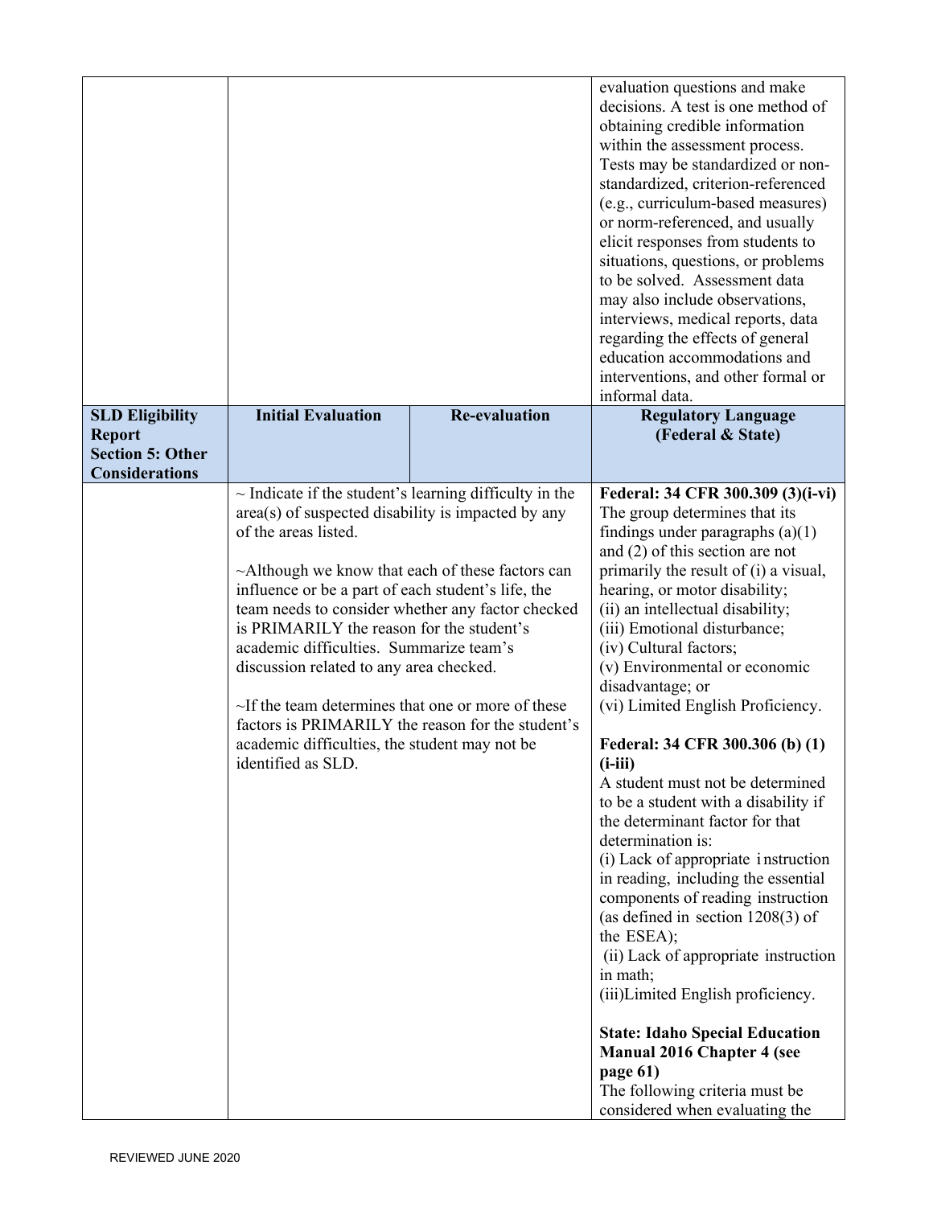| | | | |
|---|---|---|---|
| | | | evaluation questions and make decisions. A test is one method of obtaining credible information within the assessment process. Tests may be standardized or non-standardized, criterion-referenced (e.g., curriculum-based measures) or norm-referenced, and usually elicit responses from students to situations, questions, or problems to be solved. Assessment data may also include observations, interviews, medical reports, data regarding the effects of general education accommodations and interventions, and other formal or informal data. |
| **SLD Eligibility Report Section 5: Other Considerations** | **Initial Evaluation** | **Re-evaluation** | **Regulatory Language (Federal & State)** |
| | ~ Indicate if the student's learning difficulty in the area(s) of suspected disability is impacted by any of the areas listed.<br><br>~Although we know that each of these factors can influence or be a part of each student's life, the team needs to consider whether any factor checked is PRIMARILY the reason for the student's academic difficulties. Summarize team's discussion related to any area checked.<br><br>~If the team determines that one or more of these factors is PRIMARILY the reason for the student's academic difficulties, the student may not be identified as SLD. | | **Federal: 34 CFR 300.309 (3)(i-vi)**<br>The group determines that its findings under paragraphs (a)(1) and (2) of this section are not primarily the result of (i) a visual, hearing, or motor disability;<br>(ii) an intellectual disability;<br>(iii) Emotional disturbance;<br>(iv) Cultural factors;<br>(v) Environmental or economic disadvantage; or<br>(vi) Limited English Proficiency.<br><br>**Federal: 34 CFR 300.306 (b) (1) (i-iii)**<br>A student must not be determined to be a student with a disability if the determinant factor for that determination is:<br>(i) Lack of appropriate instruction in reading, including the essential components of reading instruction (as defined in section 1208(3) of the ESEA);<br>(ii) Lack of appropriate instruction in math;<br>(iii)Limited English proficiency.<br><br>**State: Idaho Special Education Manual 2016 Chapter 4 (see page 61)**<br>The following criteria must be considered when evaluating the |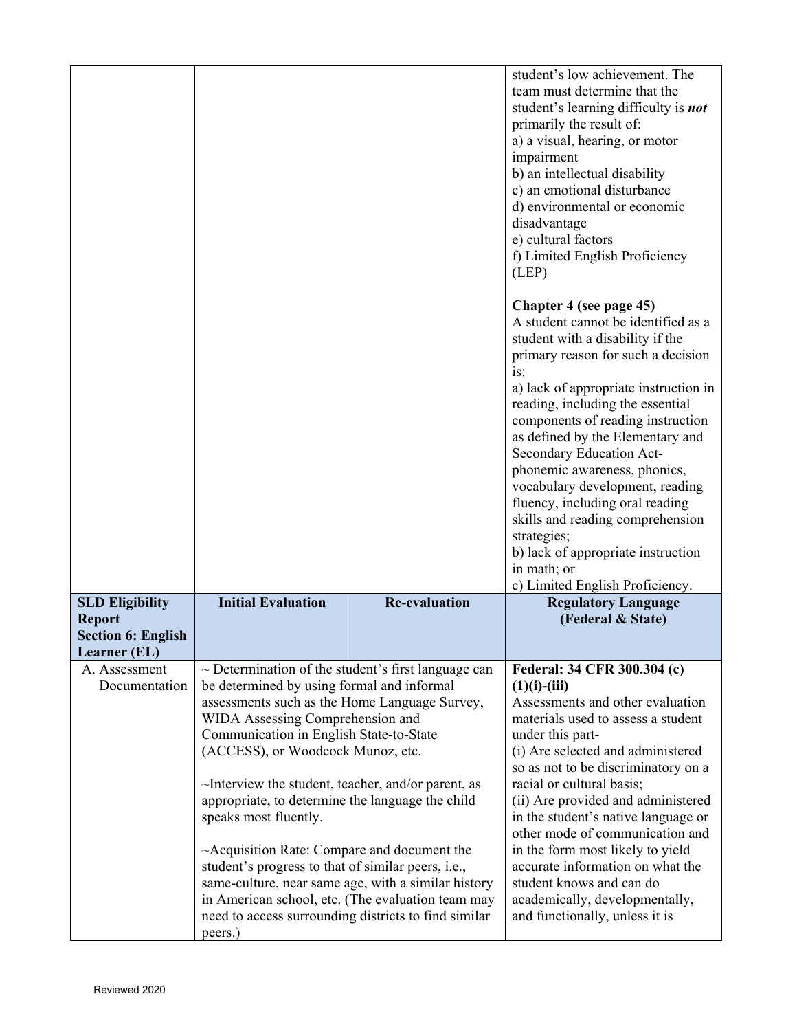| | | | student's low achievement. The team must determine that the student's learning difficulty is ***not*** primarily the result of:<br>a) a visual, hearing, or motor impairment<br>b) an intellectual disability<br>c) an emotional disturbance<br>d) environmental or economic disadvantage<br>e) cultural factors<br>f) Limited English Proficiency (LEP)<br><br>**Chapter 4 (see page 45)**<br>A student cannot be identified as a student with a disability if the primary reason for such a decision is:<br>a) lack of appropriate instruction in reading, including the essential components of reading instruction as defined by the Elementary and Secondary Education Act- phonemic awareness, phonics, vocabulary development, reading fluency, including oral reading skills and reading comprehension strategies;<br>b) lack of appropriate instruction in math; or<br>c) Limited English Proficiency. |
|---|---|---|---|
| **SLD Eligibility Report Section 6: English Learner (EL)** | **Initial Evaluation** | **Re-evaluation** | **Regulatory Language (Federal & State)** |
| A. Assessment Documentation | ~ Determination of the student's first language can be determined by using formal and informal assessments such as the Home Language Survey, WIDA Assessing Comprehension and Communication in English State-to-State (ACCESS), or Woodcock Munoz, etc.<br><br>~Interview the student, teacher, and/or parent, as appropriate, to determine the language the child speaks most fluently.<br><br>~Acquisition Rate: Compare and document the student's progress to that of similar peers, i.e., same-culture, near same age, with a similar history in American school, etc. (The evaluation team may need to access surrounding districts to find similar peers.) | | **Federal: 34 CFR 300.304 (c) (1)(i)-(iii)**<br>Assessments and other evaluation materials used to assess a student under this part-<br>(i) Are selected and administered so as not to be discriminatory on a racial or cultural basis;<br>(ii) Are provided and administered in the student's native language or other mode of communication and in the form most likely to yield accurate information on what the student knows and can do academically, developmentally, and functionally, unless it is |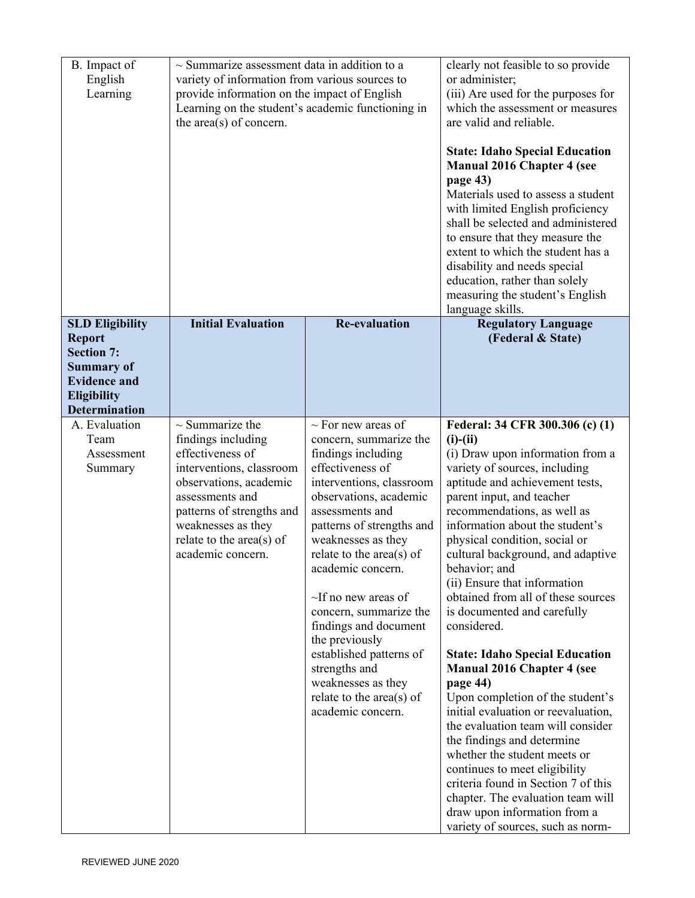| B. Impact of English Learning | ~ Summarize assessment data in addition to a variety of information from various sources to provide information on the impact of English Learning on the student's academic functioning in the area(s) of concern. | | clearly not feasible to so provide or administer;<br>(iii) Are used for the purposes for which the assessment or measures are valid and reliable.<br><br>**State: Idaho Special Education Manual 2016 Chapter 4 (see page 43)**<br>Materials used to assess a student with limited English proficiency shall be selected and administered to ensure that they measure the extent to which the student has a disability and needs special education, rather than solely measuring the student's English language skills. |
|---|---|---|---|
| **SLD Eligibility Report Section 7: Summary of Evidence and Eligibility Determination** | **Initial Evaluation** | **Re-evaluation** | **Regulatory Language (Federal & State)** |
| A. Evaluation Team Assessment Summary | ~ Summarize the findings including effectiveness of interventions, classroom observations, academic assessments and patterns of strengths and weaknesses as they relate to the area(s) of academic concern. | ~ For new areas of concern, summarize the findings including effectiveness of interventions, classroom observations, academic assessments and patterns of strengths and weaknesses as they relate to the area(s) of academic concern.<br><br>~If no new areas of concern, summarize the findings and document the previously established patterns of strengths and weaknesses as they relate to the area(s) of academic concern. | **Federal: 34 CFR 300.306 (c) (1) (i)-(ii)**<br>(i) Draw upon information from a variety of sources, including aptitude and achievement tests, parent input, and teacher recommendations, as well as information about the student's physical condition, social or cultural background, and adaptive behavior; and<br>(ii) Ensure that information obtained from all of these sources is documented and carefully considered.<br><br>**State: Idaho Special Education Manual 2016 Chapter 4 (see page 44)**<br>Upon completion of the student's initial evaluation or reevaluation, the evaluation team will consider the findings and determine whether the student meets or continues to meet eligibility criteria found in Section 7 of this chapter. The evaluation team will draw upon information from a variety of sources, such as norm- |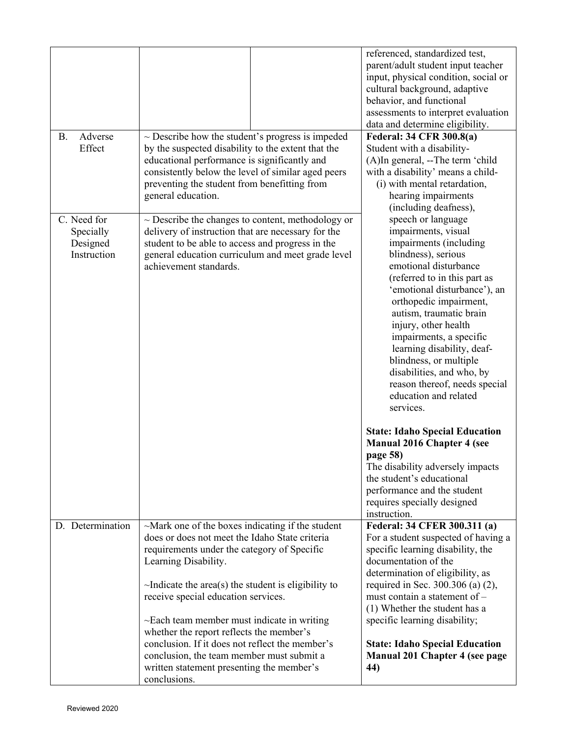| | | | |
|---|---|---|---|
| | | | referenced, standardized test, parent/adult student input teacher input, physical condition, social or cultural background, adaptive behavior, and functional assessments to interpret evaluation data and determine eligibility. |
| B. Adverse Effect | ~ Describe how the student's progress is impeded by the suspected disability to the extent that the educational performance is significantly and consistently below the level of similar aged peers preventing the student from benefitting from general education. | | **Federal: 34 CFR 300.8(a)**<br>Student with a disability-<br>(A)In general, --The term 'child with a disability' means a child-<br>(i) with mental retardation, hearing impairments (including deafness), speech or language impairments, visual impairments (including blindness), serious emotional disturbance (referred to in this part as 'emotional disturbance'), an orthopedic impairment, autism, traumatic brain injury, other health impairments, a specific learning disability, deaf-blindness, or multiple disabilities, and who, by reason thereof, needs special education and related services.<br><br>**State: Idaho Special Education Manual 2016 Chapter 4 (see page 58)**<br>The disability adversely impacts the student's educational performance and the student requires specially designed instruction. |
| C. Need for Specially Designed Instruction | ~ Describe the changes to content, methodology or delivery of instruction that are necessary for the student to be able to access and progress in the general education curriculum and meet grade level achievement standards. | | |
| D. Determination | ~Mark one of the boxes indicating if the student does or does not meet the Idaho State criteria requirements under the category of Specific Learning Disability.<br><br>~Indicate the area(s) the student is eligibility to receive special education services.<br><br>~Each team member must indicate in writing whether the report reflects the member's conclusion. If it does not reflect the member's conclusion, the team member must submit a written statement presenting the member's conclusions. | | **Federal: 34 CFER 300.311 (a)**<br>For a student suspected of having a specific learning disability, the documentation of the determination of eligibility, as required in Sec. 300.306 (a) (2), must contain a statement of –<br>(1) Whether the student has a specific learning disability;<br><br>**State: Idaho Special Education Manual 201 Chapter 4 (see page 44)** |

Reviewed 2020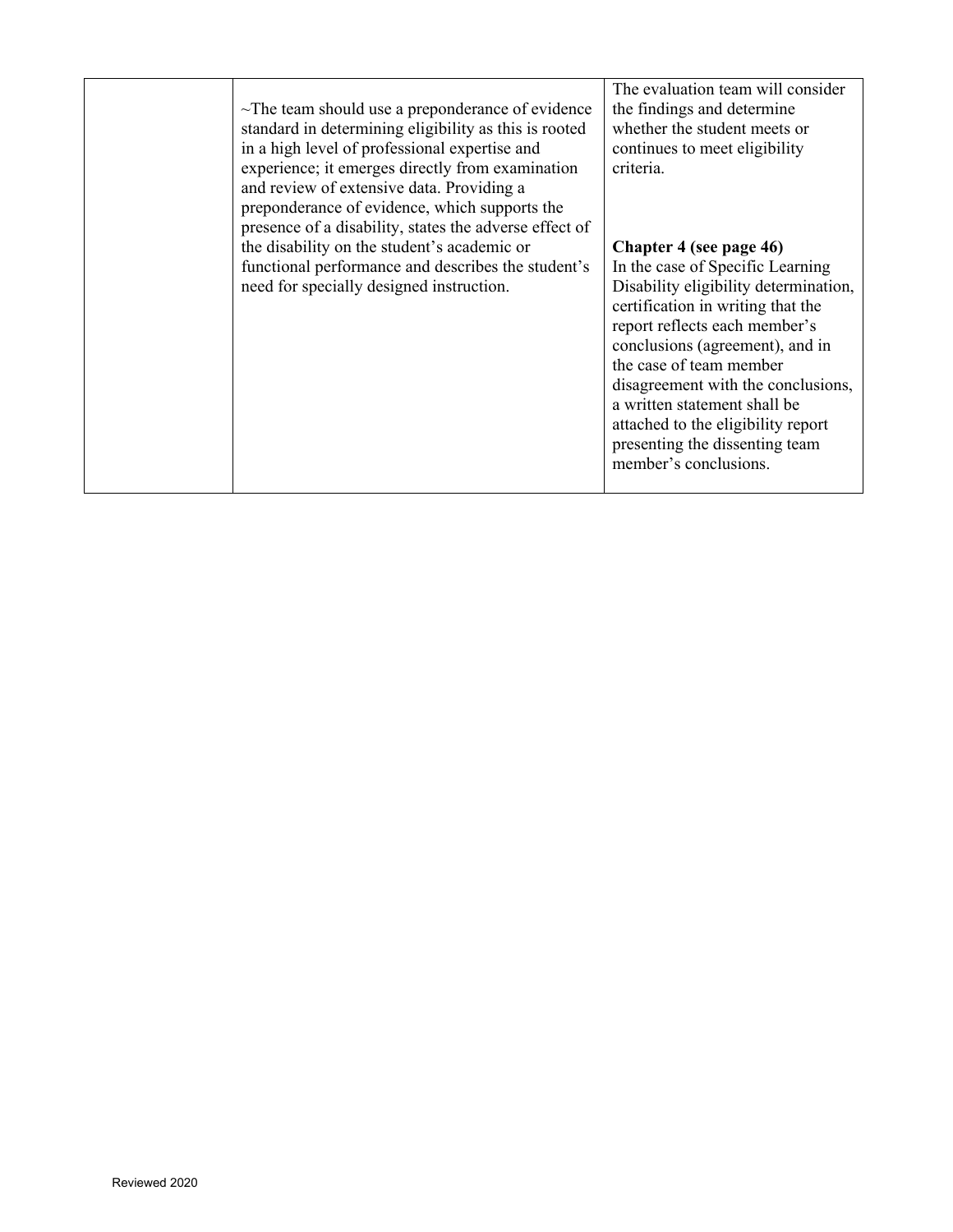| | | |
|---|---|---|
| | ~The team should use a preponderance of evidence standard in determining eligibility as this is rooted in a high level of professional expertise and experience; it emerges directly from examination and review of extensive data. Providing a preponderance of evidence, which supports the presence of a disability, states the adverse effect of the disability on the student's academic or functional performance and describes the student's need for specially designed instruction. | The evaluation team will consider the findings and determine whether the student meets or continues to meet eligibility criteria.<br><br>**Chapter 4 (see page 46)**<br>In the case of Specific Learning Disability eligibility determination, certification in writing that the report reflects each member's conclusions (agreement), and in the case of team member disagreement with the conclusions, a written statement shall be attached to the eligibility report presenting the dissenting team member's conclusions. |

Reviewed 2020